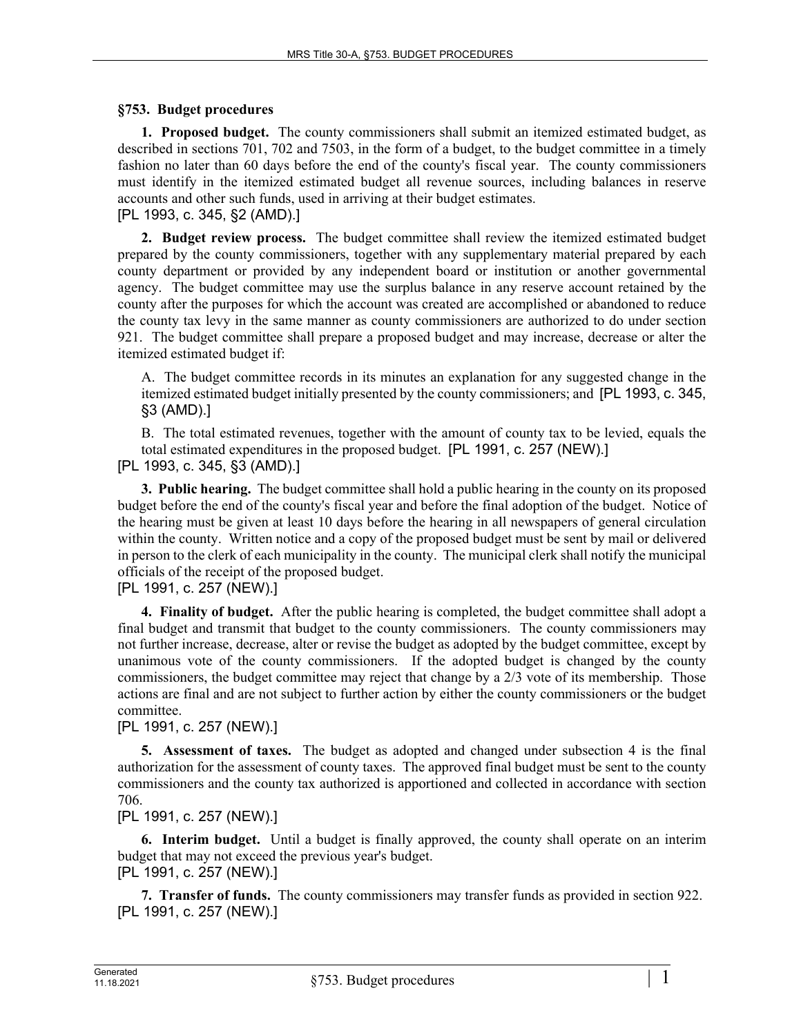### §753. Budget procedures

**1. Proposed budget.** The county commissioners shall submit an itemized estimated budget, as described in sections 701, 702 and 7503, in the form of a budget, to the budget committee in a timely fashion no later than 60 days before the end of the county's fiscal year. The county commissioners must identify in the itemized estimated budget all revenue sources, including balances in reserve accounts and other such funds, used in arriving at their budget estimates.
[PL 1993, c. 345, §2 (AMD).]

**2. Budget review process.** The budget committee shall review the itemized estimated budget prepared by the county commissioners, together with any supplementary material prepared by each county department or provided by any independent board or institution or another governmental agency. The budget committee may use the surplus balance in any reserve account retained by the county after the purposes for which the account was created are accomplished or abandoned to reduce the county tax levy in the same manner as county commissioners are authorized to do under section 921. The budget committee shall prepare a proposed budget and may increase, decrease or alter the itemized estimated budget if:

A. The budget committee records in its minutes an explanation for any suggested change in the itemized estimated budget initially presented by the county commissioners; and [PL 1993, c. 345, §3 (AMD).]

B. The total estimated revenues, together with the amount of county tax to be levied, equals the total estimated expenditures in the proposed budget. [PL 1991, c. 257 (NEW).]

[PL 1993, c. 345, §3 (AMD).]

**3. Public hearing.** The budget committee shall hold a public hearing in the county on its proposed budget before the end of the county's fiscal year and before the final adoption of the budget. Notice of the hearing must be given at least 10 days before the hearing in all newspapers of general circulation within the county. Written notice and a copy of the proposed budget must be sent by mail or delivered in person to the clerk of each municipality in the county. The municipal clerk shall notify the municipal officials of the receipt of the proposed budget.
[PL 1991, c. 257 (NEW).]

**4. Finality of budget.** After the public hearing is completed, the budget committee shall adopt a final budget and transmit that budget to the county commissioners. The county commissioners may not further increase, decrease, alter or revise the budget as adopted by the budget committee, except by unanimous vote of the county commissioners. If the adopted budget is changed by the county commissioners, the budget committee may reject that change by a 2/3 vote of its membership. Those actions are final and are not subject to further action by either the county commissioners or the budget committee.
[PL 1991, c. 257 (NEW).]

**5. Assessment of taxes.** The budget as adopted and changed under subsection 4 is the final authorization for the assessment of county taxes. The approved final budget must be sent to the county commissioners and the county tax authorized is apportioned and collected in accordance with section 706.
[PL 1991, c. 257 (NEW).]

**6. Interim budget.** Until a budget is finally approved, the county shall operate on an interim budget that may not exceed the previous year's budget.
[PL 1991, c. 257 (NEW).]

**7. Transfer of funds.** The county commissioners may transfer funds as provided in section 922.
[PL 1991, c. 257 (NEW).]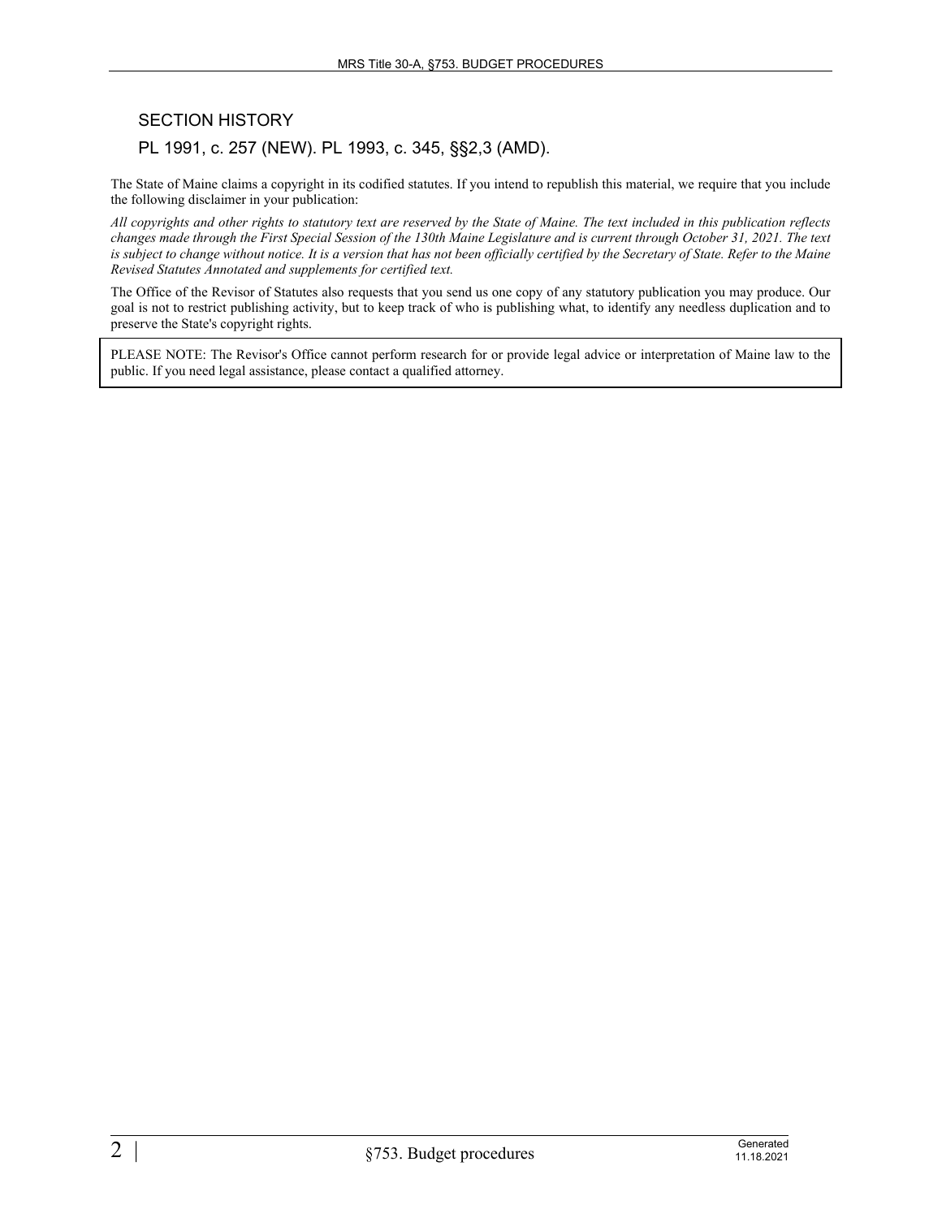## SECTION HISTORY

PL 1991, c. 257 (NEW). PL 1993, c. 345, §§2,3 (AMD).

The State of Maine claims a copyright in its codified statutes. If you intend to republish this material, we require that you include the following disclaimer in your publication:

*All copyrights and other rights to statutory text are reserved by the State of Maine. The text included in this publication reflects changes made through the First Special Session of the 130th Maine Legislature and is current through October 31, 2021. The text is subject to change without notice. It is a version that has not been officially certified by the Secretary of State. Refer to the Maine Revised Statutes Annotated and supplements for certified text.*

The Office of the Revisor of Statutes also requests that you send us one copy of any statutory publication you may produce. Our goal is not to restrict publishing activity, but to keep track of who is publishing what, to identify any needless duplication and to preserve the State's copyright rights.

PLEASE NOTE: The Revisor's Office cannot perform research for or provide legal advice or interpretation of Maine law to the public. If you need legal assistance, please contact a qualified attorney.